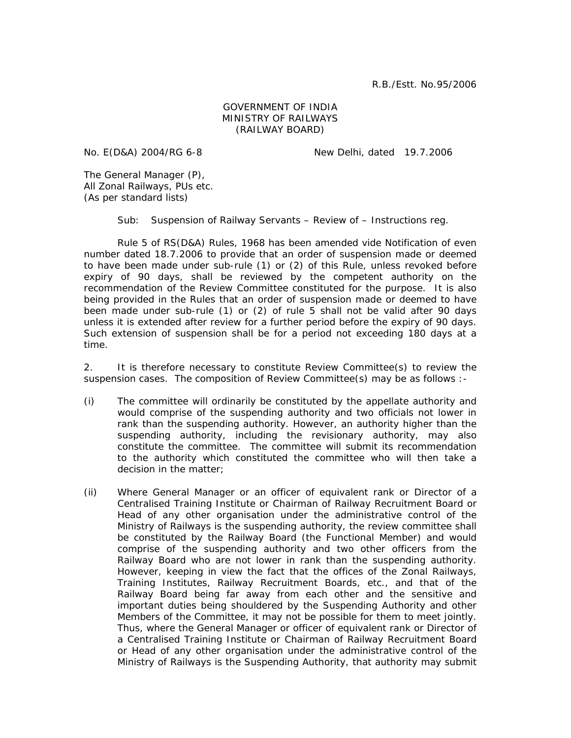R.B./Estt. No.95/2006

GOVERNMENT OF INDIA
MINISTRY OF RAILWAYS
(RAILWAY BOARD)

No. E(D&A) 2004/RG 6-8 New Delhi, dated 19.7.2006

The General Manager (P),
All Zonal Railways, PUs etc.
(As per standard lists)

Sub: Suspension of Railway Servants – Review of – Instructions reg.

Rule 5 of RS(D&A) Rules, 1968 has been amended vide Notification of even number dated 18.7.2006 to provide that an order of suspension made or deemed to have been made under sub-rule (1) or (2) of this Rule, unless revoked before expiry of 90 days, shall be reviewed by the competent authority on the recommendation of the Review Committee constituted for the purpose. It is also being provided in the Rules that an order of suspension made or deemed to have been made under sub-rule (1) or (2) of rule 5 shall not be valid after 90 days unless it is extended after review for a further period before the expiry of 90 days. Such extension of suspension shall be for a period not exceeding 180 days at a time.

2. It is therefore necessary to constitute Review Committee(s) to review the suspension cases. The composition of Review Committee(s) may be as follows :-

(i) The committee will ordinarily be constituted by the appellate authority and would comprise of the suspending authority and two officials not lower in rank than the suspending authority. However, an authority higher than the suspending authority, including the revisionary authority, may also constitute the committee. The committee will submit its recommendation to the authority which constituted the committee who will then take a decision in the matter;

(ii) Where General Manager or an officer of equivalent rank or Director of a Centralised Training Institute or Chairman of Railway Recruitment Board or Head of any other organisation under the administrative control of the Ministry of Railways is the suspending authority, the review committee shall be constituted by the Railway Board (the Functional Member) and would comprise of the suspending authority and two other officers from the Railway Board who are not lower in rank than the suspending authority. However, keeping in view the fact that the offices of the Zonal Railways, Training Institutes, Railway Recruitment Boards, etc., and that of the Railway Board being far away from each other and the sensitive and important duties being shouldered by the Suspending Authority and other Members of the Committee, it may not be possible for them to meet jointly. Thus, where the General Manager or officer of equivalent rank or Director of a Centralised Training Institute or Chairman of Railway Recruitment Board or Head of any other organisation under the administrative control of the Ministry of Railways is the Suspending Authority, that authority may submit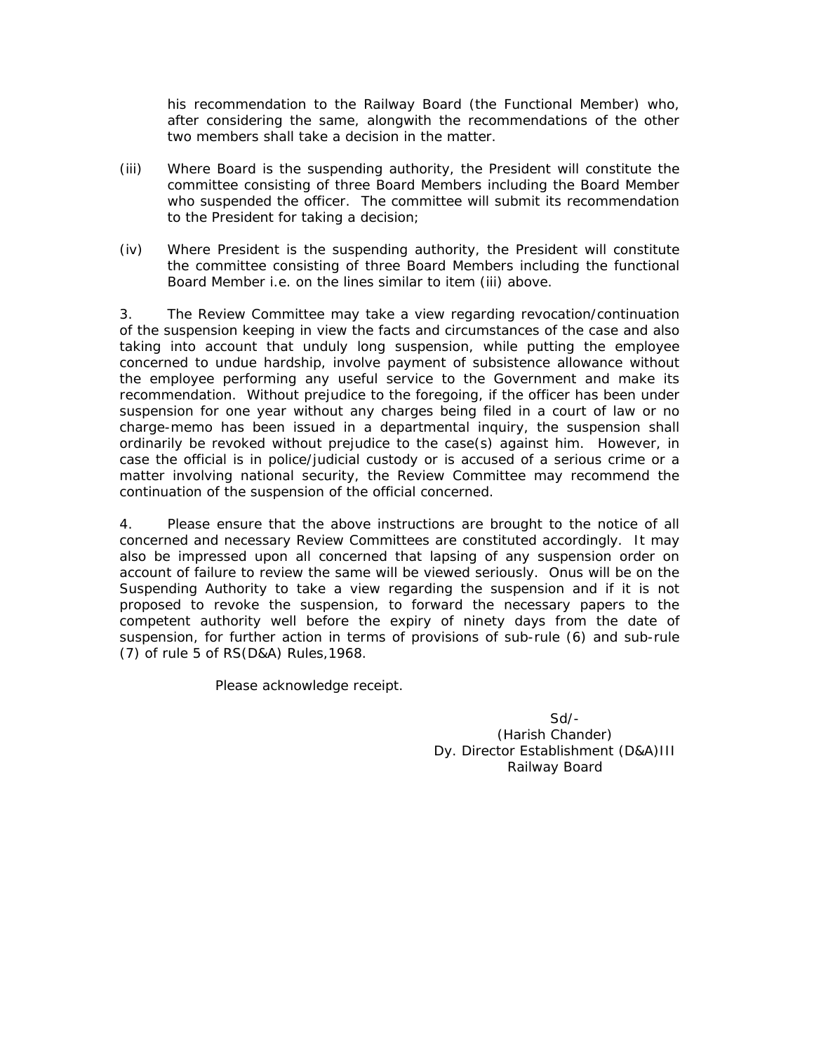his recommendation to the Railway Board (the Functional Member) who, after considering the same, alongwith the recommendations of the other two members shall take a decision in the matter.

(iii) Where Board is the suspending authority, the President will constitute the committee consisting of three Board Members including the Board Member who suspended the officer. The committee will submit its recommendation to the President for taking a decision;

(iv) Where President is the suspending authority, the President will constitute the committee consisting of three Board Members including the functional Board Member i.e. on the lines similar to item (iii) above.

3. The Review Committee may take a view regarding revocation/continuation of the suspension keeping in view the facts and circumstances of the case and also taking into account that unduly long suspension, while putting the employee concerned to undue hardship, involve payment of subsistence allowance without the employee performing any useful service to the Government and make its recommendation. Without prejudice to the foregoing, if the officer has been under suspension for one year without any charges being filed in a court of law or no charge-memo has been issued in a departmental inquiry, the suspension shall ordinarily be revoked without prejudice to the case(s) against him. However, in case the official is in police/judicial custody or is accused of a serious crime or a matter involving national security, the Review Committee may recommend the continuation of the suspension of the official concerned.

4. Please ensure that the above instructions are brought to the notice of all concerned and necessary Review Committees are constituted accordingly. It may also be impressed upon all concerned that lapsing of any suspension order on account of failure to review the same will be viewed seriously. Onus will be on the Suspending Authority to take a view regarding the suspension and if it is not proposed to revoke the suspension, to forward the necessary papers to the competent authority well before the expiry of ninety days from the date of suspension, for further action in terms of provisions of sub-rule (6) and sub-rule (7) of rule 5 of RS(D&A) Rules,1968.

Please acknowledge receipt.

Sd/-
(Harish Chander)
Dy. Director Establishment (D&A)III
Railway Board